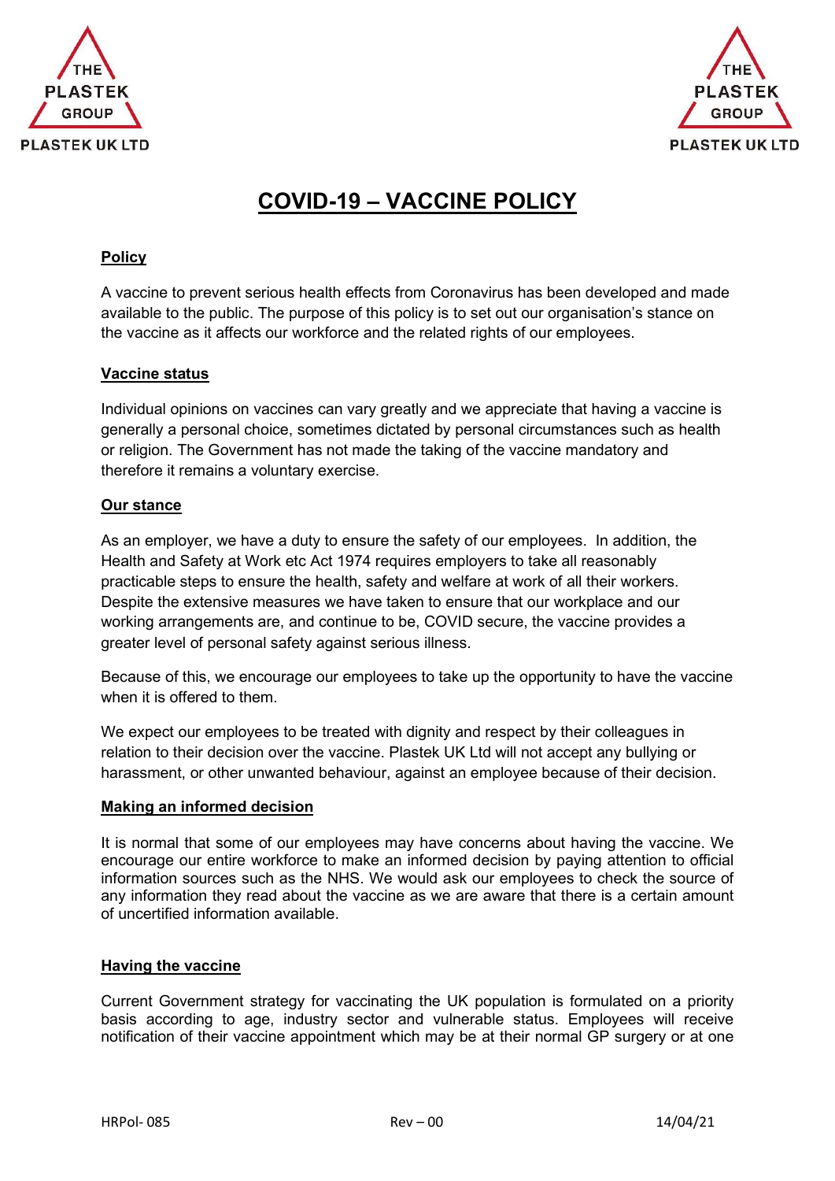# COVID-19 – VACCINE POLICY

## Policy

A vaccine to prevent serious health effects from Coronavirus has been developed and made available to the public. The purpose of this policy is to set out our organisation's stance on the vaccine as it affects our workforce and the related rights of our employees.

## Vaccine status

Individual opinions on vaccines can vary greatly and we appreciate that having a vaccine is generally a personal choice, sometimes dictated by personal circumstances such as health or religion. The Government has not made the taking of the vaccine mandatory and therefore it remains a voluntary exercise.

## Our stance

As an employer, we have a duty to ensure the safety of our employees. In addition, the Health and Safety at Work etc Act 1974 requires employers to take all reasonably practicable steps to ensure the health, safety and welfare at work of all their workers. Despite the extensive measures we have taken to ensure that our workplace and our working arrangements are, and continue to be, COVID secure, the vaccine provides a greater level of personal safety against serious illness.

Because of this, we encourage our employees to take up the opportunity to have the vaccine when it is offered to them.

We expect our employees to be treated with dignity and respect by their colleagues in relation to their decision over the vaccine. Plastek UK Ltd will not accept any bullying or harassment, or other unwanted behaviour, against an employee because of their decision.

## Making an informed decision

It is normal that some of our employees may have concerns about having the vaccine. We encourage our entire workforce to make an informed decision by paying attention to official information sources such as the NHS. We would ask our employees to check the source of any information they read about the vaccine as we are aware that there is a certain amount of uncertified information available.

## Having the vaccine

Current Government strategy for vaccinating the UK population is formulated on a priority basis according to age, industry sector and vulnerable status. Employees will receive notification of their vaccine appointment which may be at their normal GP surgery or at one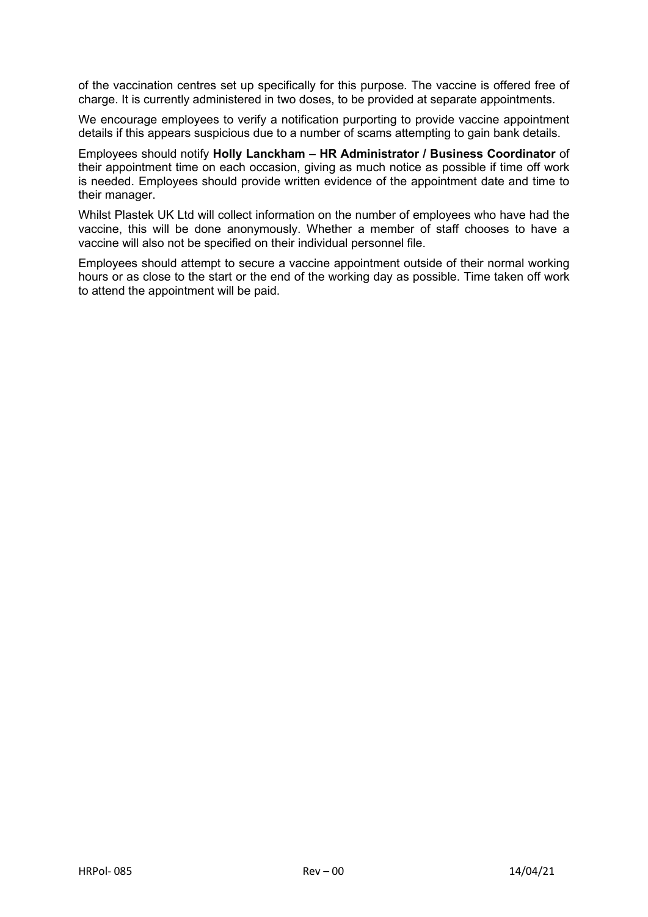of the vaccination centres set up specifically for this purpose. The vaccine is offered free of charge. It is currently administered in two doses, to be provided at separate appointments.

We encourage employees to verify a notification purporting to provide vaccine appointment details if this appears suspicious due to a number of scams attempting to gain bank details.

Employees should notify **Holly Lanckham – HR Administrator / Business Coordinator** of their appointment time on each occasion, giving as much notice as possible if time off work is needed. Employees should provide written evidence of the appointment date and time to their manager.

Whilst Plastek UK Ltd will collect information on the number of employees who have had the vaccine, this will be done anonymously. Whether a member of staff chooses to have a vaccine will also not be specified on their individual personnel file.

Employees should attempt to secure a vaccine appointment outside of their normal working hours or as close to the start or the end of the working day as possible. Time taken off work to attend the appointment will be paid.